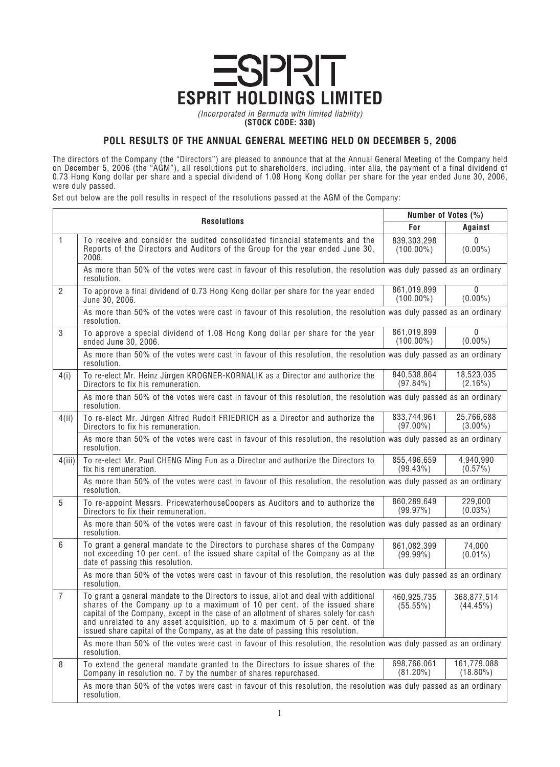# ESPRIT HOLDINGS LIMITED

*(Incorporated in Bermuda with limited liability)*

**(STOCK CODE: 330)**

## POLL RESULTS OF THE ANNUAL GENERAL MEETING HELD ON DECEMBER 5, 2006

The directors of the Company (the "Directors") are pleased to announce that at the Annual General Meeting of the Company held on December 5, 2006 (the "AGM"), all resolutions put to shareholders, including, inter alia, the payment of a final dividend of 0.73 Hong Kong dollar per share and a special dividend of 1.08 Hong Kong dollar per share for the year ended June 30, 2006, were duly passed.

Set out below are the poll results in respect of the resolutions passed at the AGM of the Company:

| | Resolutions | Number of Votes (%) | |
|---|---|---|---|
| | | **For** | **Against** |
| 1 | To receive and consider the audited consolidated financial statements and the Reports of the Directors and Auditors of the Group for the year ended June 30, 2006. | 839,303,298 (100.00%) | 0 (0.00%) |
| | As more than 50% of the votes were cast in favour of this resolution, the resolution was duly passed as an ordinary resolution. | | |
| 2 | To approve a final dividend of 0.73 Hong Kong dollar per share for the year ended June 30, 2006. | 861,019,899 (100.00%) | 0 (0.00%) |
| | As more than 50% of the votes were cast in favour of this resolution, the resolution was duly passed as an ordinary resolution. | | |
| 3 | To approve a special dividend of 1.08 Hong Kong dollar per share for the year ended June 30, 2006. | 861,019,899 (100.00%) | 0 (0.00%) |
| | As more than 50% of the votes were cast in favour of this resolution, the resolution was duly passed as an ordinary resolution. | | |
| 4(i) | To re-elect Mr. Heinz Jürgen KROGNER-KORNALIK as a Director and authorize the Directors to fix his remuneration. | 840,538,864 (97.84%) | 18,523,035 (2.16%) |
| | As more than 50% of the votes were cast in favour of this resolution, the resolution was duly passed as an ordinary resolution. | | |
| 4(ii) | To re-elect Mr. Jürgen Alfred Rudolf FRIEDRICH as a Director and authorize the Directors to fix his remuneration. | 833,744,961 (97.00%) | 25,766,688 (3.00%) |
| | As more than 50% of the votes were cast in favour of this resolution, the resolution was duly passed as an ordinary resolution. | | |
| 4(iii) | To re-elect Mr. Paul CHENG Ming Fun as a Director and authorize the Directors to fix his remuneration. | 855,496,659 (99.43%) | 4,940,990 (0.57%) |
| | As more than 50% of the votes were cast in favour of this resolution, the resolution was duly passed as an ordinary resolution. | | |
| 5 | To re-appoint Messrs. PricewaterhouseCoopers as Auditors and to authorize the Directors to fix their remuneration. | 860,289,649 (99.97%) | 229,000 (0.03%) |
| | As more than 50% of the votes were cast in favour of this resolution, the resolution was duly passed as an ordinary resolution. | | |
| 6 | To grant a general mandate to the Directors to purchase shares of the Company not exceeding 10 per cent. of the issued share capital of the Company as at the date of passing this resolution. | 861,082,399 (99.99%) | 74,000 (0.01%) |
| | As more than 50% of the votes were cast in favour of this resolution, the resolution was duly passed as an ordinary resolution. | | |
| 7 | To grant a general mandate to the Directors to issue, allot and deal with additional shares of the Company up to a maximum of 10 per cent. of the issued share capital of the Company, except in the case of an allotment of shares solely for cash and unrelated to any asset acquisition, up to a maximum of 5 per cent. of the issued share capital of the Company, as at the date of passing this resolution. | 460,925,735 (55.55%) | 368,877,514 (44.45%) |
| | As more than 50% of the votes were cast in favour of this resolution, the resolution was duly passed as an ordinary resolution. | | |
| 8 | To extend the general mandate granted to the Directors to issue shares of the Company in resolution no. 7 by the number of shares repurchased. | 698,766,061 (81.20%) | 161,779,088 (18.80%) |
| | As more than 50% of the votes were cast in favour of this resolution, the resolution was duly passed as an ordinary resolution. | | |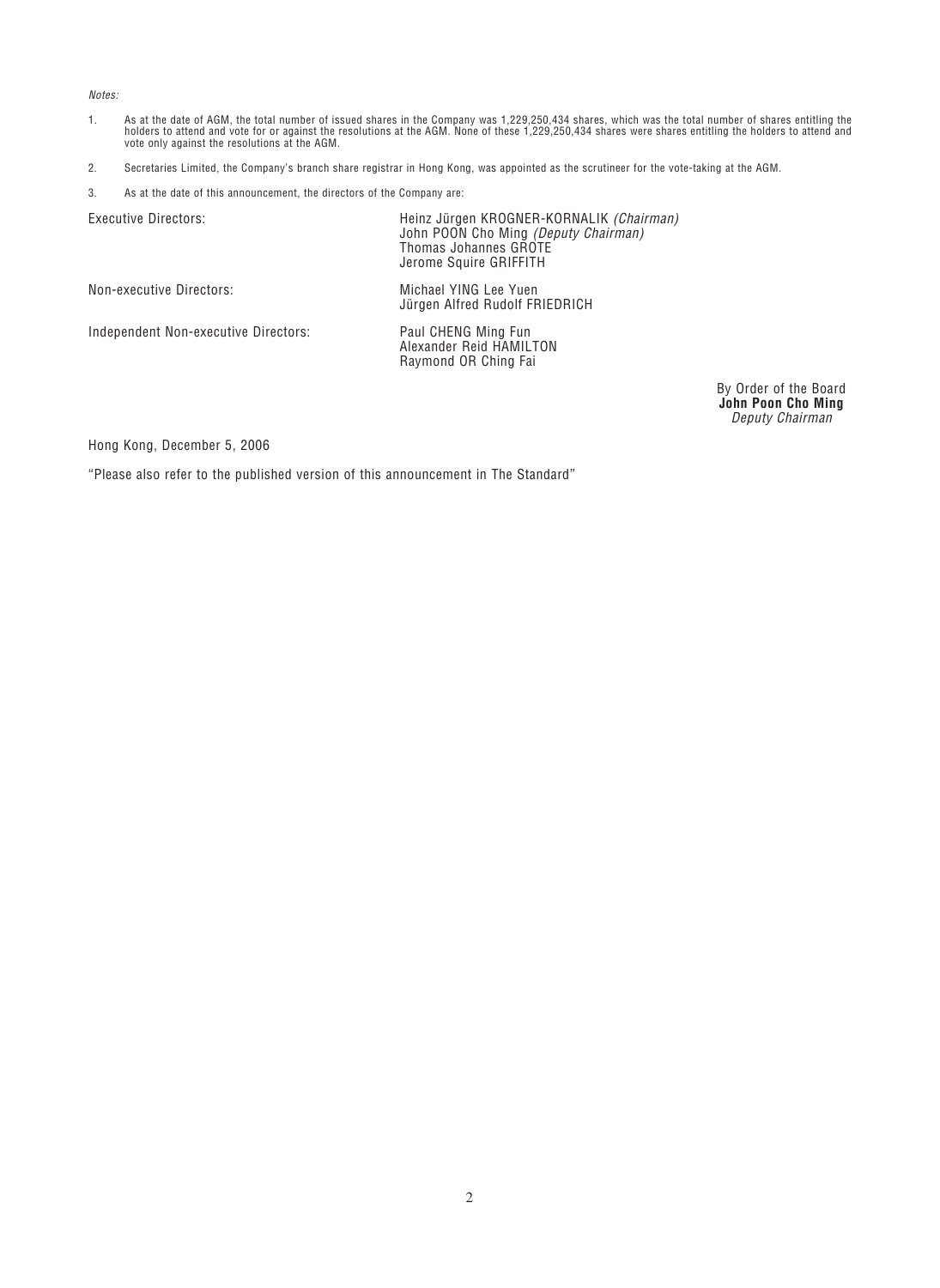*Notes:*

1. As at the date of AGM, the total number of issued shares in the Company was 1,229,250,434 shares, which was the total number of shares entitling the holders to attend and vote for or against the resolutions at the AGM. None of these 1,229,250,434 shares were shares entitling the holders to attend and vote only against the resolutions at the AGM.

2. Secretaries Limited, the Company's branch share registrar in Hong Kong, was appointed as the scrutineer for the vote-taking at the AGM.

3. As at the date of this announcement, the directors of the Company are:

| | |
|---|---|
| Executive Directors: | Heinz Jürgen KROGNER-KORNALIK *(Chairman)*<br>John POON Cho Ming *(Deputy Chairman)*<br>Thomas Johannes GROTE<br>Jerome Squire GRIFFITH |
| Non-executive Directors: | Michael YING Lee Yuen<br>Jürgen Alfred Rudolf FRIEDRICH |
| Independent Non-executive Directors: | Paul CHENG Ming Fun<br>Alexander Reid HAMILTON<br>Raymond OR Ching Fai |

By Order of the Board
**John Poon Cho Ming**
*Deputy Chairman*

Hong Kong, December 5, 2006

"Please also refer to the published version of this announcement in The Standard"